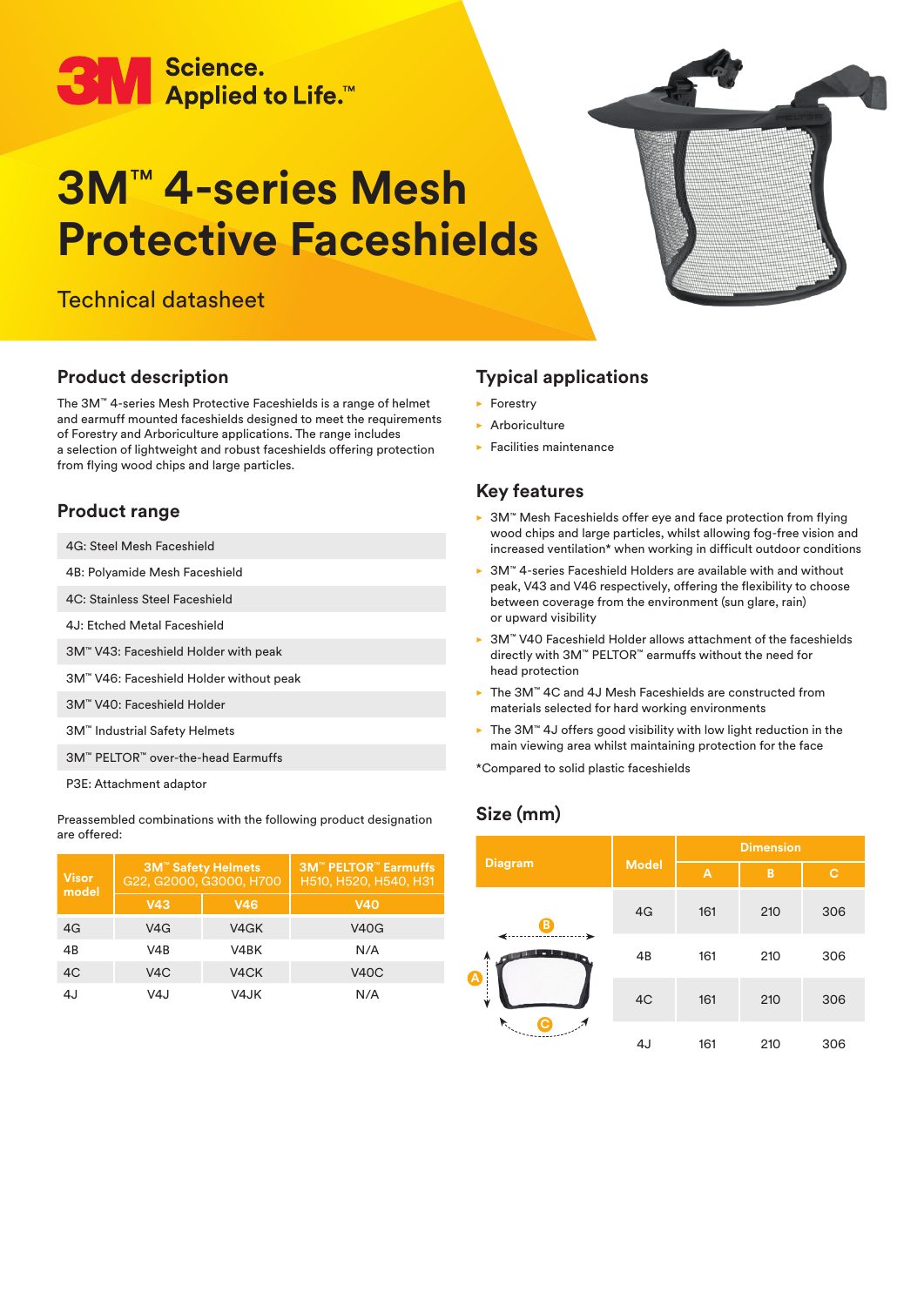3M Science. Applied to Life.™

# 3M™ 4-series Mesh Protective Faceshields

Technical datasheet

## Product description

The 3M™ 4-series Mesh Protective Faceshields is a range of helmet and earmuff mounted faceshields designed to meet the requirements of Forestry and Arboriculture applications. The range includes a selection of lightweight and robust faceshields offering protection from flying wood chips and large particles.

## Product range

- 4G: Steel Mesh Faceshield
- 4B: Polyamide Mesh Faceshield
- 4C: Stainless Steel Faceshield
- 4J: Etched Metal Faceshield
- 3M™ V43: Faceshield Holder with peak
- 3M™ V46: Faceshield Holder without peak
- 3M™ V40: Faceshield Holder
- 3M™ Industrial Safety Helmets
- 3M™ PELTOR™ over-the-head Earmuffs
- P3E: Attachment adaptor

Preassembled combinations with the following product designation are offered:

| Visor model | 3M™ Safety Helmets G22, G2000, G3000, H700 | | 3M™ PELTOR™ Earmuffs H510, H520, H540, H31 |
|---|---|---|---|
| | V43 | V46 | V40 |
| 4G | V4G | V4GK | V40G |
| 4B | V4B | V4BK | N/A |
| 4C | V4C | V4CK | V40C |
| 4J | V4J | V4JK | N/A |

## Typical applications

- Forestry
- Arboriculture
- Facilities maintenance

## Key features

- 3M™ Mesh Faceshields offer eye and face protection from flying wood chips and large particles, whilst allowing fog-free vision and increased ventilation* when working in difficult outdoor conditions
- 3M™ 4-series Faceshield Holders are available with and without peak, V43 and V46 respectively, offering the flexibility to choose between coverage from the environment (sun glare, rain) or upward visibility
- 3M™ V40 Faceshield Holder allows attachment of the faceshields directly with 3M™ PELTOR™ earmuffs without the need for head protection
- The 3M™ 4C and 4J Mesh Faceshields are constructed from materials selected for hard working environments
- The 3M™ 4J offers good visibility with low light reduction in the main viewing area whilst maintaining protection for the face

*Compared to solid plastic faceshields

## Size (mm)

| Diagram | Model | Dimension | | |
|---|---|---|---|---|
| | | A | B | C |
| | 4G | 161 | 210 | 306 |
| | 4B | 161 | 210 | 306 |
| | 4C | 161 | 210 | 306 |
| | 4J | 161 | 210 | 306 |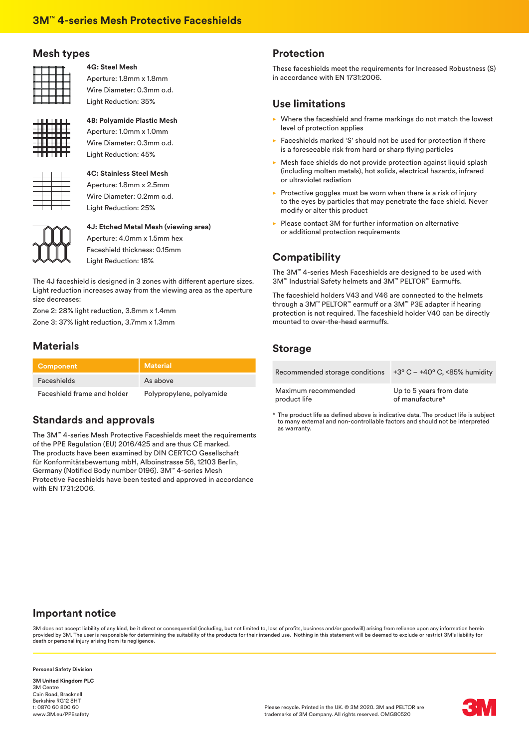# 3M™ 4-series Mesh Protective Faceshields

## Mesh types

**4G: Steel Mesh**
Aperture: 1.8mm x 1.8mm
Wire Diameter: 0.3mm o.d.
Light Reduction: 35%

**4B: Polyamide Plastic Mesh**
Aperture: 1.0mm x 1.0mm
Wire Diameter: 0.3mm o.d.
Light Reduction: 45%

**4C: Stainless Steel Mesh**
Aperture: 1.8mm x 2.5mm
Wire Diameter: 0.2mm o.d.
Light Reduction: 25%

**4J: Etched Metal Mesh (viewing area)**
Aperture: 4.0mm x 1.5mm hex
Faceshield thickness: 0.15mm
Light Reduction: 18%

The 4J faceshield is designed in 3 zones with different aperture sizes. Light reduction increases away from the viewing area as the aperture size decreases:

Zone 2: 28% light reduction, 3.8mm x 1.4mm

Zone 3: 37% light reduction, 3.7mm x 1.3mm

## Materials

| Component | Material |
|---|---|
| Faceshields | As above |
| Faceshield frame and holder | Polypropylene, polyamide |

## Standards and approvals

The 3M™ 4-series Mesh Protective Faceshields meet the requirements of the PPE Regulation (EU) 2016/425 and are thus CE marked. The products have been examined by DIN CERTCO Gesellschaft für Konformitätsbewertung mbH, Alboinstrasse 56, 12103 Berlin, Germany (Notified Body number 0196). 3M™ 4-series Mesh Protective Faceshields have been tested and approved in accordance with EN 1731:2006.

## Protection

These faceshields meet the requirements for Increased Robustness (S) in accordance with EN 1731:2006.

## Use limitations

- Where the faceshield and frame markings do not match the lowest level of protection applies
- Faceshields marked 'S' should not be used for protection if there is a foreseeable risk from hard or sharp flying particles
- Mesh face shields do not provide protection against liquid splash (including molten metals), hot solids, electrical hazards, infrared or ultraviolet radiation
- Protective goggles must be worn when there is a risk of injury to the eyes by particles that may penetrate the face shield. Never modify or alter this product
- Please contact 3M for further information on alternative or additional protection requirements

## Compatibility

The 3M™ 4-series Mesh Faceshields are designed to be used with 3M™ Industrial Safety helmets and 3M™ PELTOR™ Earmuffs.

The faceshield holders V43 and V46 are connected to the helmets through a 3M™ PELTOR™ earmuff or a 3M™ P3E adapter if hearing protection is not required. The faceshield holder V40 can be directly mounted to over-the-head earmuffs.

## Storage

| | |
|---|---|
| Recommended storage conditions | +3° C – +40° C, <85% humidity |
| Maximum recommended product life | Up to 5 years from date of manufacture* |

\* The product life as defined above is indicative data. The product life is subject to many external and non-controllable factors and should not be interpreted as warranty.

## Important notice

3M does not accept liability of any kind, be it direct or consequential (including, but not limited to, loss of profits, business and/or goodwill) arising from reliance upon any information herein provided by 3M. The user is responsible for determining the suitability of the products for their intended use. Nothing in this statement will be deemed to exclude or restrict 3M's liability for death or personal injury arising from its negligence.

**Personal Safety Division**

**3M United Kingdom PLC**
3M Centre
Cain Road, Bracknell
Berkshire RG12 8HT
t: 0870 60 800 60
www.3M.eu/PPEsafety

Please recycle. Printed in the UK. © 3M 2020. 3M and PELTOR are trademarks of 3M Company. All rights reserved. OMG80520